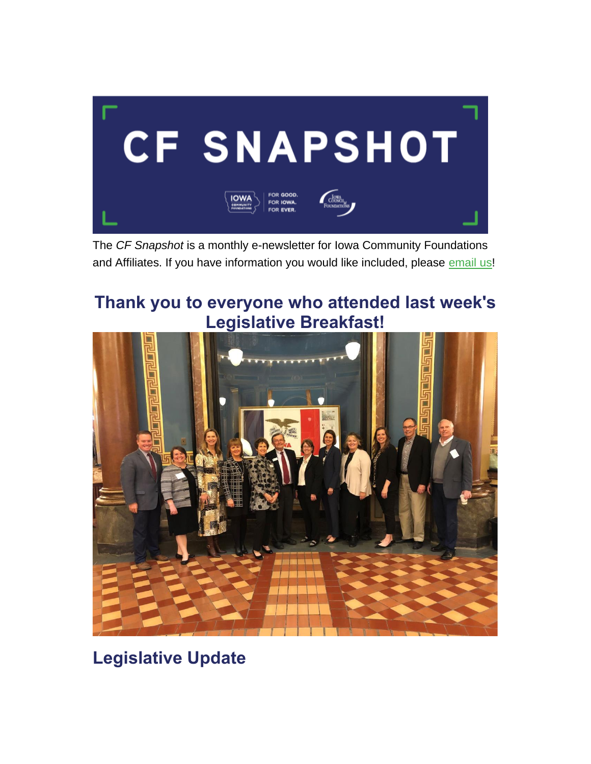The *CF Snapshot* is a monthly e-newsletter for Iowa Community Foundations and Affiliates. If you have information you would like included, please email us!

## Thank you to everyone who attended last week's Legislative Breakfast!

## Legislative Update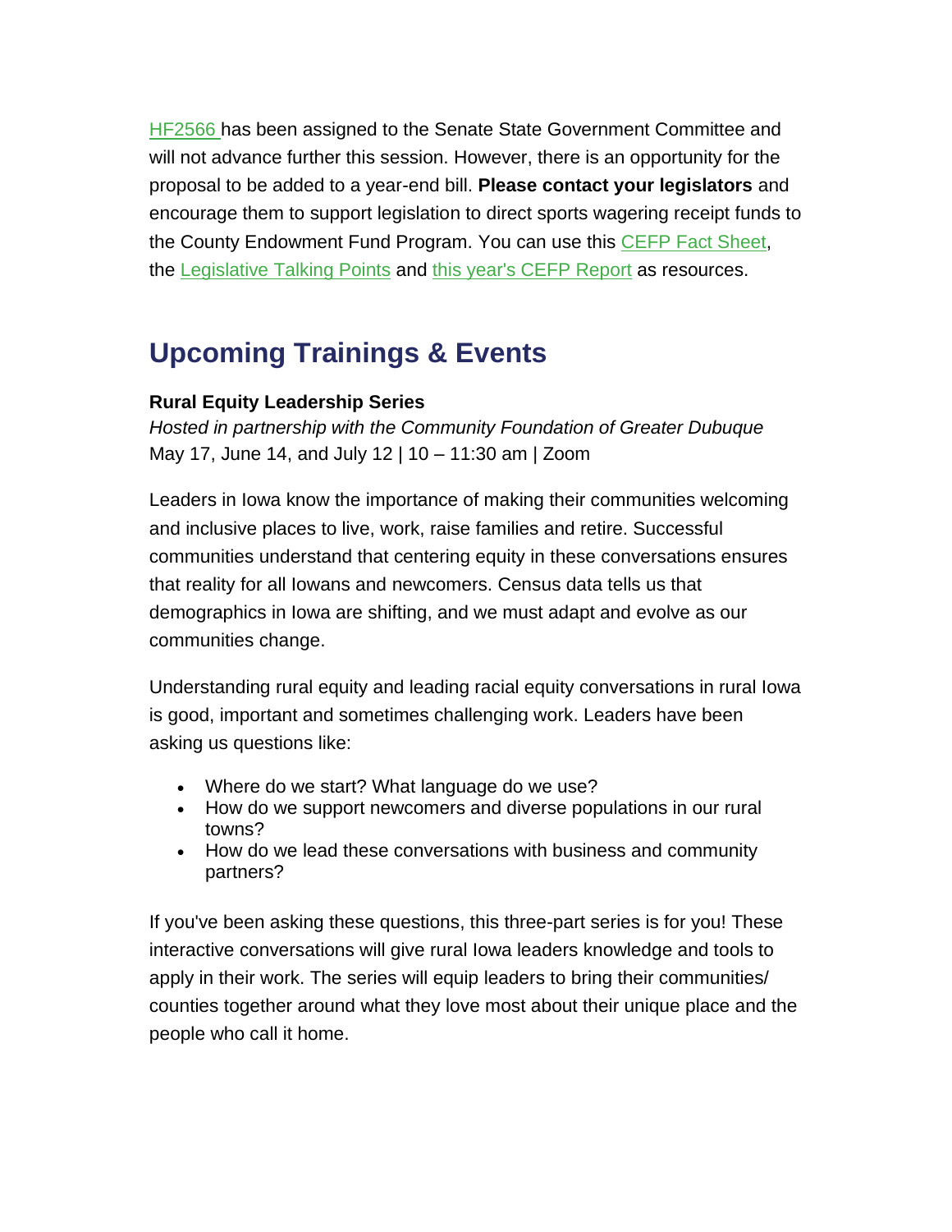HF2566 has been assigned to the Senate State Government Committee and will not advance further this session. However, there is an opportunity for the proposal to be added to a year-end bill. **Please contact your legislators** and encourage them to support legislation to direct sports wagering receipt funds to the County Endowment Fund Program. You can use this CEFP Fact Sheet, the Legislative Talking Points and this year's CEFP Report as resources.

## Upcoming Trainings & Events

**Rural Equity Leadership Series**

*Hosted in partnership with the Community Foundation of Greater Dubuque*

May 17, June 14, and July 12 | 10 – 11:30 am | Zoom

Leaders in Iowa know the importance of making their communities welcoming and inclusive places to live, work, raise families and retire. Successful communities understand that centering equity in these conversations ensures that reality for all Iowans and newcomers. Census data tells us that demographics in Iowa are shifting, and we must adapt and evolve as our communities change.

Understanding rural equity and leading racial equity conversations in rural Iowa is good, important and sometimes challenging work. Leaders have been asking us questions like:

- Where do we start? What language do we use?
- How do we support newcomers and diverse populations in our rural towns?
- How do we lead these conversations with business and community partners?

If you've been asking these questions, this three-part series is for you! These interactive conversations will give rural Iowa leaders knowledge and tools to apply in their work. The series will equip leaders to bring their communities/ counties together around what they love most about their unique place and the people who call it home.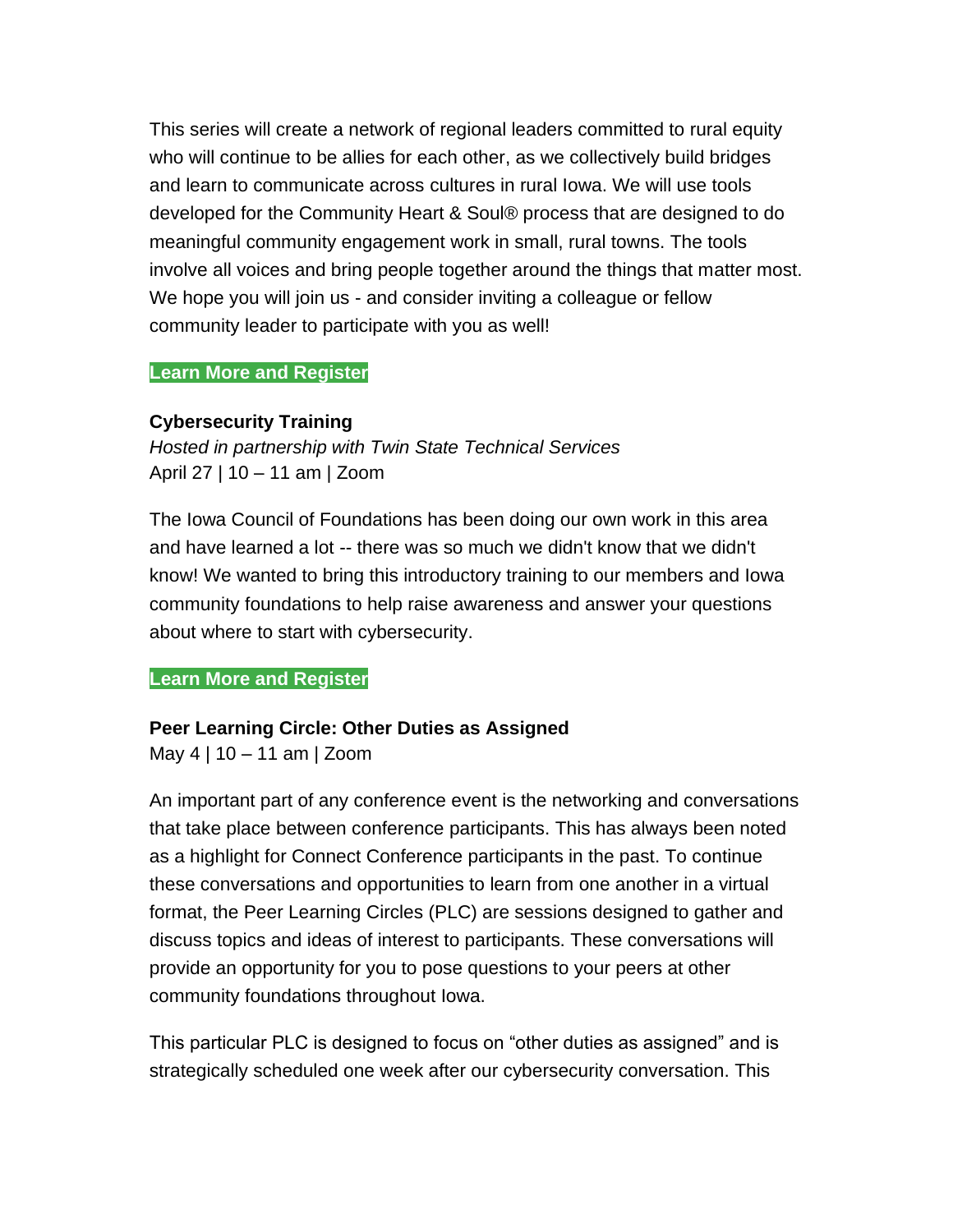This series will create a network of regional leaders committed to rural equity who will continue to be allies for each other, as we collectively build bridges and learn to communicate across cultures in rural Iowa. We will use tools developed for the Community Heart & Soul® process that are designed to do meaningful community engagement work in small, rural towns. The tools involve all voices and bring people together around the things that matter most. We hope you will join us - and consider inviting a colleague or fellow community leader to participate with you as well!

**Learn More and Register**

**Cybersecurity Training**
*Hosted in partnership with Twin State Technical Services*
April 27 | 10 – 11 am | Zoom

The Iowa Council of Foundations has been doing our own work in this area and have learned a lot -- there was so much we didn't know that we didn't know! We wanted to bring this introductory training to our members and Iowa community foundations to help raise awareness and answer your questions about where to start with cybersecurity.

**Learn More and Register**

**Peer Learning Circle: Other Duties as Assigned**
May 4 | 10 – 11 am | Zoom

An important part of any conference event is the networking and conversations that take place between conference participants. This has always been noted as a highlight for Connect Conference participants in the past. To continue these conversations and opportunities to learn from one another in a virtual format, the Peer Learning Circles (PLC) are sessions designed to gather and discuss topics and ideas of interest to participants. These conversations will provide an opportunity for you to pose questions to your peers at other community foundations throughout Iowa.

This particular PLC is designed to focus on "other duties as assigned" and is strategically scheduled one week after our cybersecurity conversation. This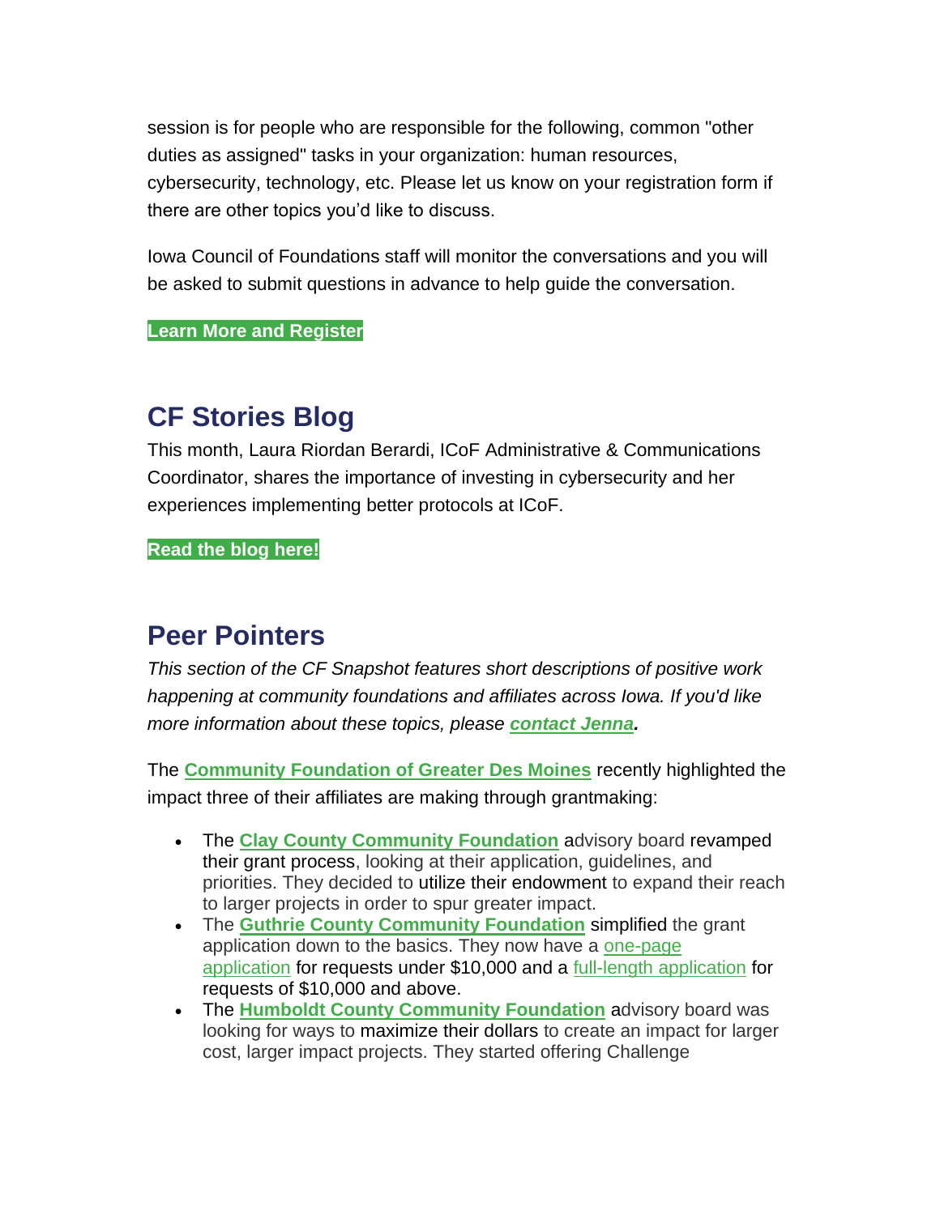session is for people who are responsible for the following, common "other duties as assigned" tasks in your organization: human resources, cybersecurity, technology, etc. Please let us know on your registration form if there are other topics you'd like to discuss.

Iowa Council of Foundations staff will monitor the conversations and you will be asked to submit questions in advance to help guide the conversation.

**Learn More and Register**

## CF Stories Blog

This month, Laura Riordan Berardi, ICoF Administrative & Communications Coordinator, shares the importance of investing in cybersecurity and her experiences implementing better protocols at ICoF.

**Read the blog here!**

## Peer Pointers

*This section of the CF Snapshot features short descriptions of positive work happening at community foundations and affiliates across Iowa. If you'd like more information about these topics, please **contact Jenna**.*

The **Community Foundation of Greater Des Moines** recently highlighted the impact three of their affiliates are making through grantmaking:

- The **Clay County Community Foundation** advisory board revamped their grant process, looking at their application, guidelines, and priorities. They decided to utilize their endowment to expand their reach to larger projects in order to spur greater impact.
- The **Guthrie County Community Foundation** simplified the grant application down to the basics. They now have a one-page application for requests under $10,000 and a full-length application for requests of $10,000 and above.
- The **Humboldt County Community Foundation** advisory board was looking for ways to maximize their dollars to create an impact for larger cost, larger impact projects. They started offering Challenge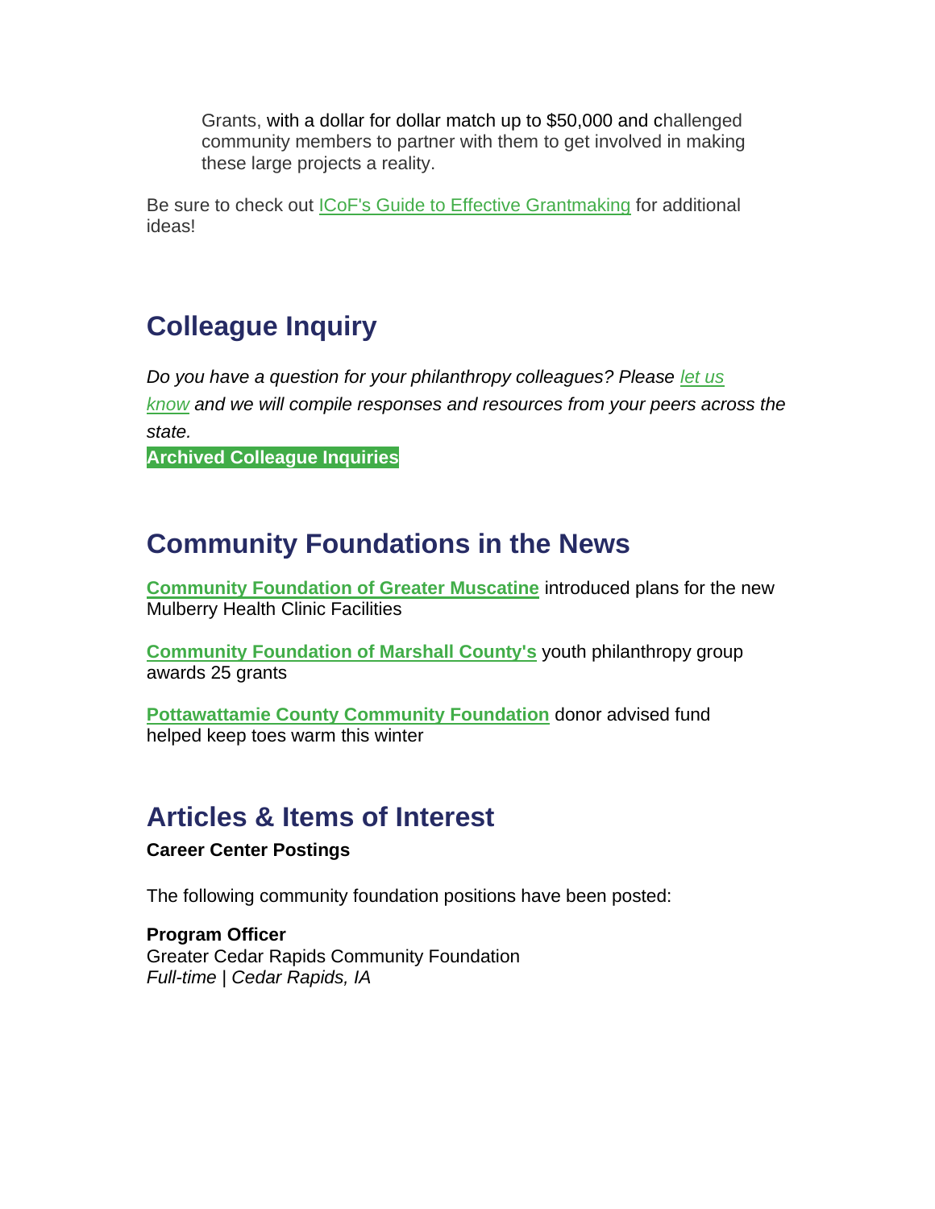Grants, with a dollar for dollar match up to $50,000 and challenged community members to partner with them to get involved in making these large projects a reality.

Be sure to check out ICoF's Guide to Effective Grantmaking for additional ideas!

## Colleague Inquiry

*Do you have a question for your philanthropy colleagues? Please let us know and we will compile responses and resources from your peers across the state.*

**Archived Colleague Inquiries**

## Community Foundations in the News

**Community Foundation of Greater Muscatine** introduced plans for the new Mulberry Health Clinic Facilities

**Community Foundation of Marshall County's** youth philanthropy group awards 25 grants

**Pottawattamie County Community Foundation** donor advised fund helped keep toes warm this winter

## Articles & Items of Interest

**Career Center Postings**

The following community foundation positions have been posted:

**Program Officer**
Greater Cedar Rapids Community Foundation
*Full-time | Cedar Rapids, IA*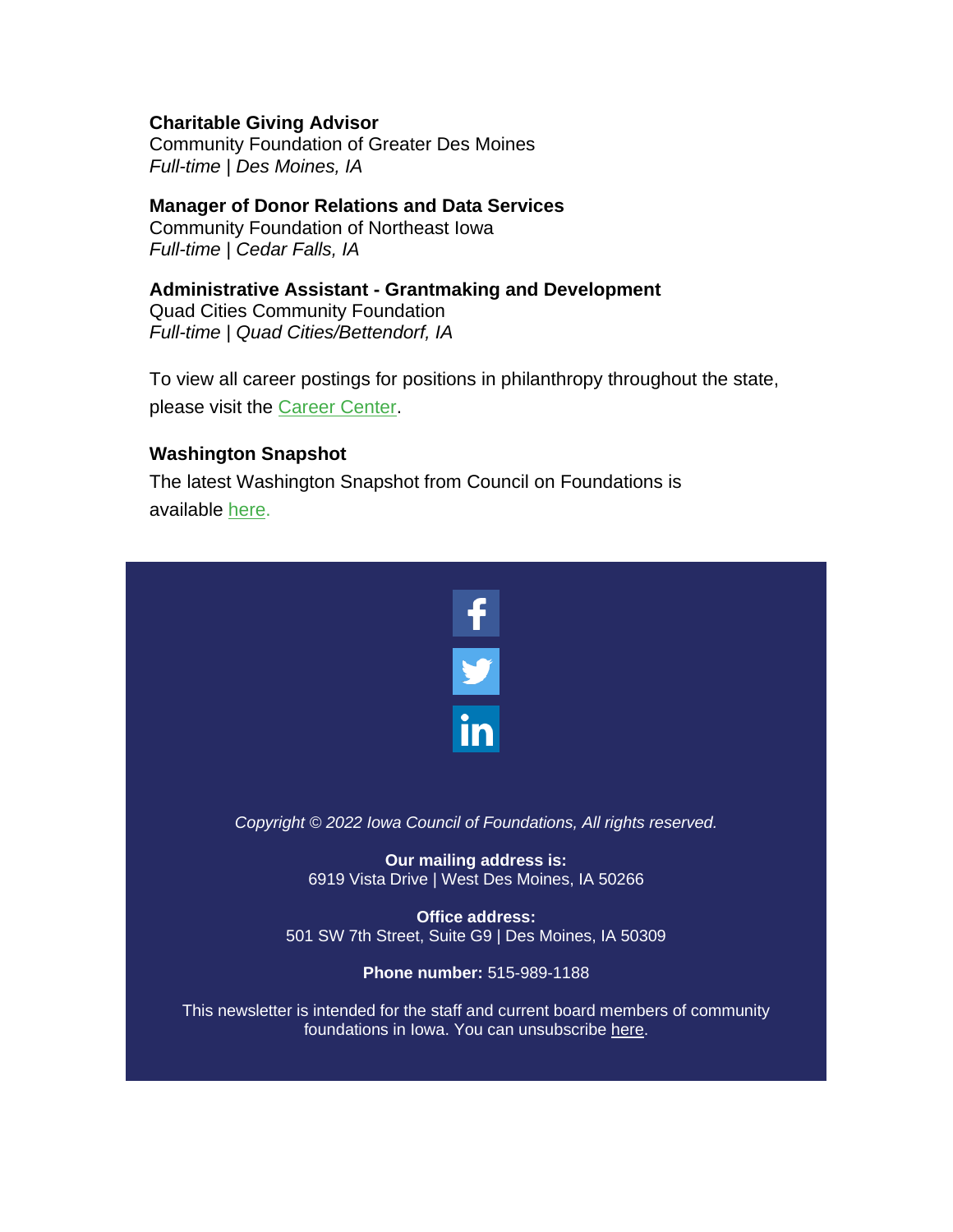**Charitable Giving Advisor**
Community Foundation of Greater Des Moines
*Full-time | Des Moines, IA*

**Manager of Donor Relations and Data Services**
Community Foundation of Northeast Iowa
*Full-time | Cedar Falls, IA*

**Administrative Assistant - Grantmaking and Development**
Quad Cities Community Foundation
*Full-time | Quad Cities/Bettendorf, IA*

To view all career postings for positions in philanthropy throughout the state, please visit the Career Center.

**Washington Snapshot**

The latest Washington Snapshot from Council on Foundations is available here.

*Copyright © 2022 Iowa Council of Foundations, All rights reserved.*

**Our mailing address is:**
6919 Vista Drive | West Des Moines, IA 50266

**Office address:**
501 SW 7th Street, Suite G9 | Des Moines, IA 50309

**Phone number:** 515-989-1188

This newsletter is intended for the staff and current board members of community foundations in Iowa. You can unsubscribe here.